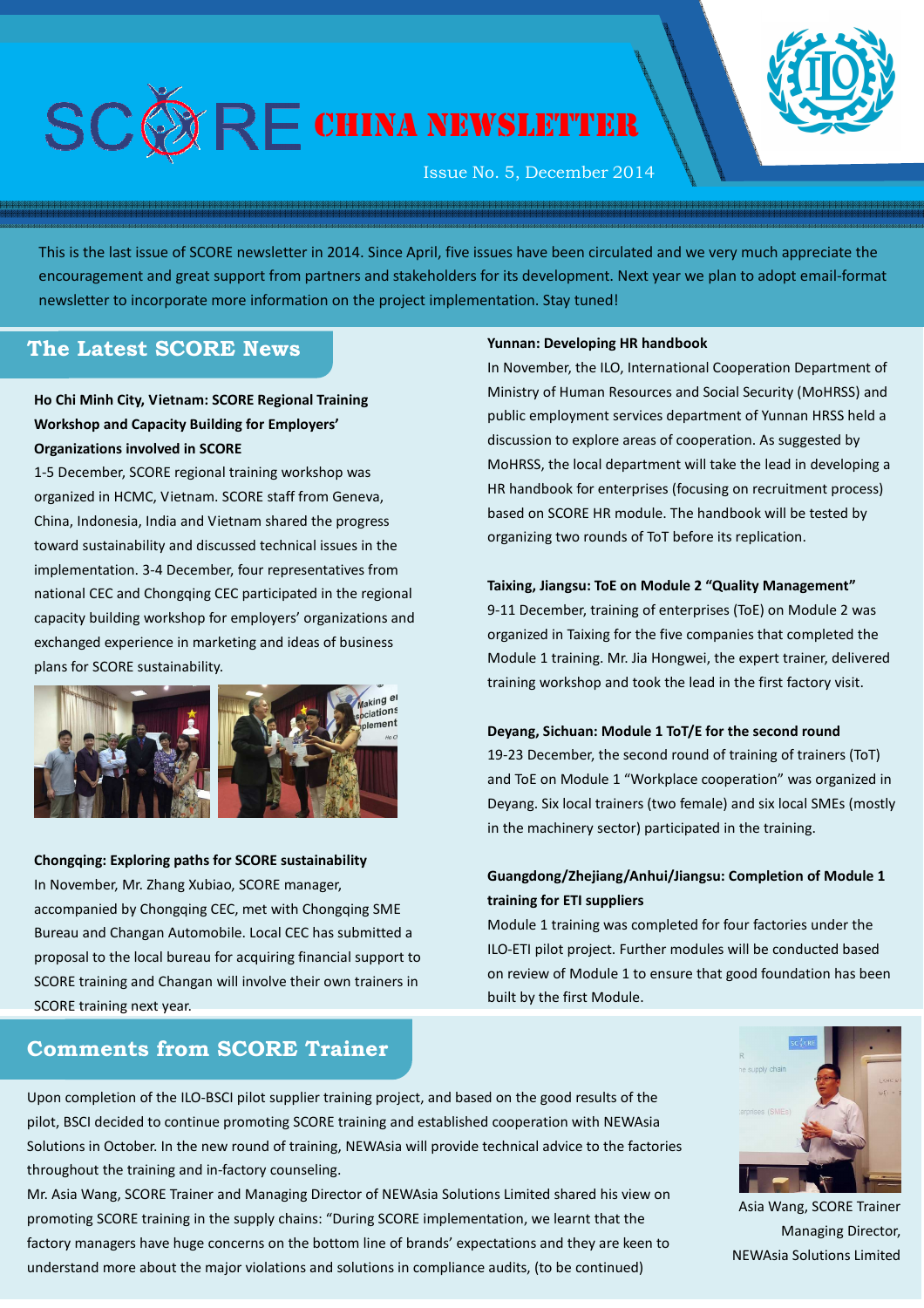# SCORE CHINA NEWSLETTER

Issue No. 5, December 2014

This is the last issue of SCORE newsletter in 2014. Since April, five issues have been circulated and we very much appreciate the encouragement and great support from partners and stakeholders for its development. Next year we plan to adopt email-format newsletter to incorporate more information on the project implementation. Stay tuned!

## The Latest SCORE News

**Ho Chi Minh City, Vietnam: SCORE Regional Training Workshop and Capacity Building for Employers' Organizations involved in SCORE**

1-5 December, SCORE regional training workshop was organized in HCMC, Vietnam. SCORE staff from Geneva, China, Indonesia, India and Vietnam shared the progress toward sustainability and discussed technical issues in the implementation. 3-4 December, four representatives from national CEC and Chongqing CEC participated in the regional capacity building workshop for employers' organizations and exchanged experience in marketing and ideas of business plans for SCORE sustainability.

**Chongqing: Exploring paths for SCORE sustainability**

In November, Mr. Zhang Xubiao, SCORE manager, accompanied by Chongqing CEC, met with Chongqing SME Bureau and Changan Automobile. Local CEC has submitted a proposal to the local bureau for acquiring financial support to SCORE training and Changan will involve their own trainers in SCORE training next year.

**Yunnan: Developing HR handbook**

In November, the ILO, International Cooperation Department of Ministry of Human Resources and Social Security (MoHRSS) and public employment services department of Yunnan HRSS held a discussion to explore areas of cooperation. As suggested by MoHRSS, the local department will take the lead in developing a HR handbook for enterprises (focusing on recruitment process) based on SCORE HR module. The handbook will be tested by organizing two rounds of ToT before its replication.

**Taixing, Jiangsu: ToE on Module 2 "Quality Management"**

9-11 December, training of enterprises (ToE) on Module 2 was organized in Taixing for the five companies that completed the Module 1 training. Mr. Jia Hongwei, the expert trainer, delivered training workshop and took the lead in the first factory visit.

**Deyang, Sichuan: Module 1 ToT/E for the second round**

19-23 December, the second round of training of trainers (ToT) and ToE on Module 1 "Workplace cooperation" was organized in Deyang. Six local trainers (two female) and six local SMEs (mostly in the machinery sector) participated in the training.

**Guangdong/Zhejiang/Anhui/Jiangsu: Completion of Module 1 training for ETI suppliers**

Module 1 training was completed for four factories under the ILO-ETI pilot project. Further modules will be conducted based on review of Module 1 to ensure that good foundation has been built by the first Module.

## Comments from SCORE Trainer

Upon completion of the ILO-BSCI pilot supplier training project, and based on the good results of the pilot, BSCI decided to continue promoting SCORE training and established cooperation with NEWAsia Solutions in October. In the new round of training, NEWAsia will provide technical advice to the factories throughout the training and in-factory counseling.

Mr. Asia Wang, SCORE Trainer and Managing Director of NEWAsia Solutions Limited shared his view on promoting SCORE training in the supply chains: "During SCORE implementation, we learnt that the factory managers have huge concerns on the bottom line of brands' expectations and they are keen to understand more about the major violations and solutions in compliance audits, (to be continued)

Asia Wang, SCORE Trainer
Managing Director,
NEWAsia Solutions Limited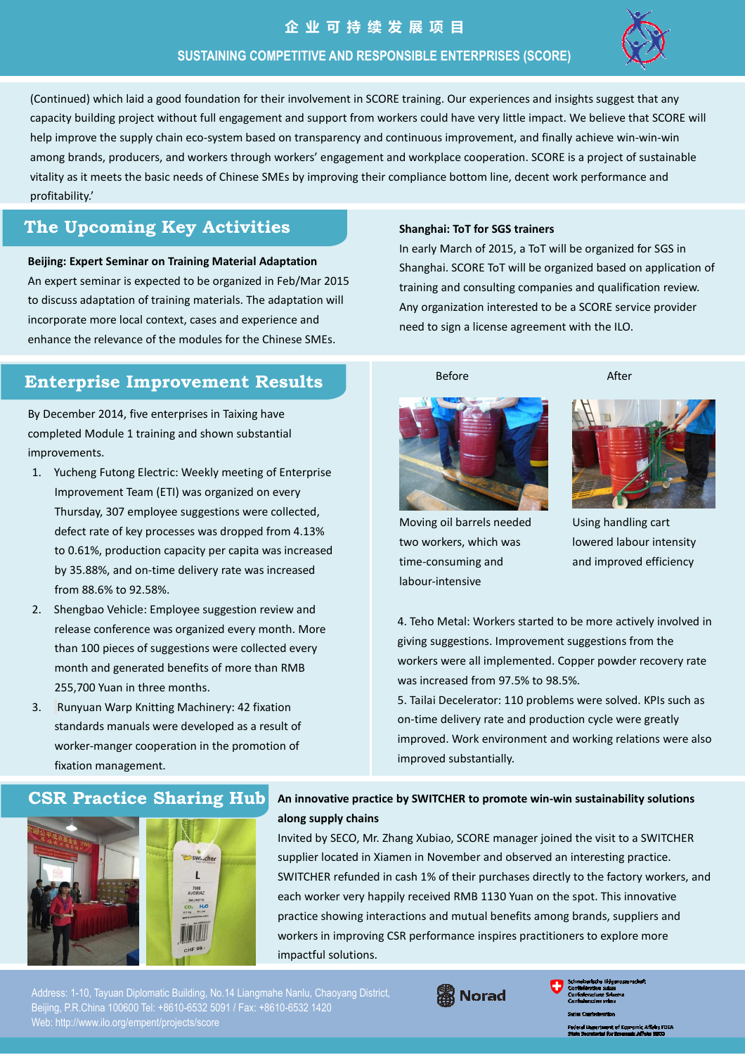企业可持续发展项目

SUSTAINING COMPETITIVE AND RESPONSIBLE ENTERPRISES (SCORE)

(Continued) which laid a good foundation for their involvement in SCORE training. Our experiences and insights suggest that any capacity building project without full engagement and support from workers could have very little impact. We believe that SCORE will help improve the supply chain eco-system based on transparency and continuous improvement, and finally achieve win-win-win among brands, producers, and workers through workers' engagement and workplace cooperation. SCORE is a project of sustainable vitality as it meets the basic needs of Chinese SMEs by improving their compliance bottom line, decent work performance and profitability.'

## The Upcoming Key Activities

**Beijing: Expert Seminar on Training Material Adaptation**

An expert seminar is expected to be organized in Feb/Mar 2015 to discuss adaptation of training materials. The adaptation will incorporate more local context, cases and experience and enhance the relevance of the modules for the Chinese SMEs.

**Shanghai: ToT for SGS trainers**

In early March of 2015, a ToT will be organized for SGS in Shanghai. SCORE ToT will be organized based on application of training and consulting companies and qualification review. Any organization interested to be a SCORE service provider need to sign a license agreement with the ILO.

## Enterprise Improvement Results

By December 2014, five enterprises in Taixing have completed Module 1 training and shown substantial improvements.

1. Yucheng Futong Electric: Weekly meeting of Enterprise Improvement Team (ETI) was organized on every Thursday, 307 employee suggestions were collected, defect rate of key processes was dropped from 4.13% to 0.61%, production capacity per capita was increased by 35.88%, and on-time delivery rate was increased from 88.6% to 92.58%.
2. Shengbao Vehicle: Employee suggestion review and release conference was organized every month. More than 100 pieces of suggestions were collected every month and generated benefits of more than RMB 255,700 Yuan in three months.
3. Runyuan Warp Knitting Machinery: 42 fixation standards manuals were developed as a result of worker-manger cooperation in the promotion of fixation management.

Before

Moving oil barrels needed two workers, which was time-consuming and labour-intensive

After

Using handling cart lowered labour intensity and improved efficiency

4. Teho Metal: Workers started to be more actively involved in giving suggestions. Improvement suggestions from the workers were all implemented. Copper powder recovery rate was increased from 97.5% to 98.5%.

5. Tailai Decelerator: 110 problems were solved. KPIs such as on-time delivery rate and production cycle were greatly improved. Work environment and working relations were also improved substantially.

## CSR Practice Sharing Hub

**An innovative practice by SWITCHER to promote win-win sustainability solutions along supply chains**

Invited by SECO, Mr. Zhang Xubiao, SCORE manager joined the visit to a SWITCHER supplier located in Xiamen in November and observed an interesting practice. SWITCHER refunded in cash 1% of their purchases directly to the factory workers, and each worker very happily received RMB 1130 Yuan on the spot. This innovative practice showing interactions and mutual benefits among brands, suppliers and workers in improving CSR performance inspires practitioners to explore more impactful solutions.

Address: 1-10, Tayuan Diplomatic Building, No.14 Liangmahe Nanlu, Chaoyang District, Beijing, P.R.China 100600 Tel: +8610-6532 5091 / Fax: +8610-6532 1420

Web: http://www.ilo.org/empent/projects/score